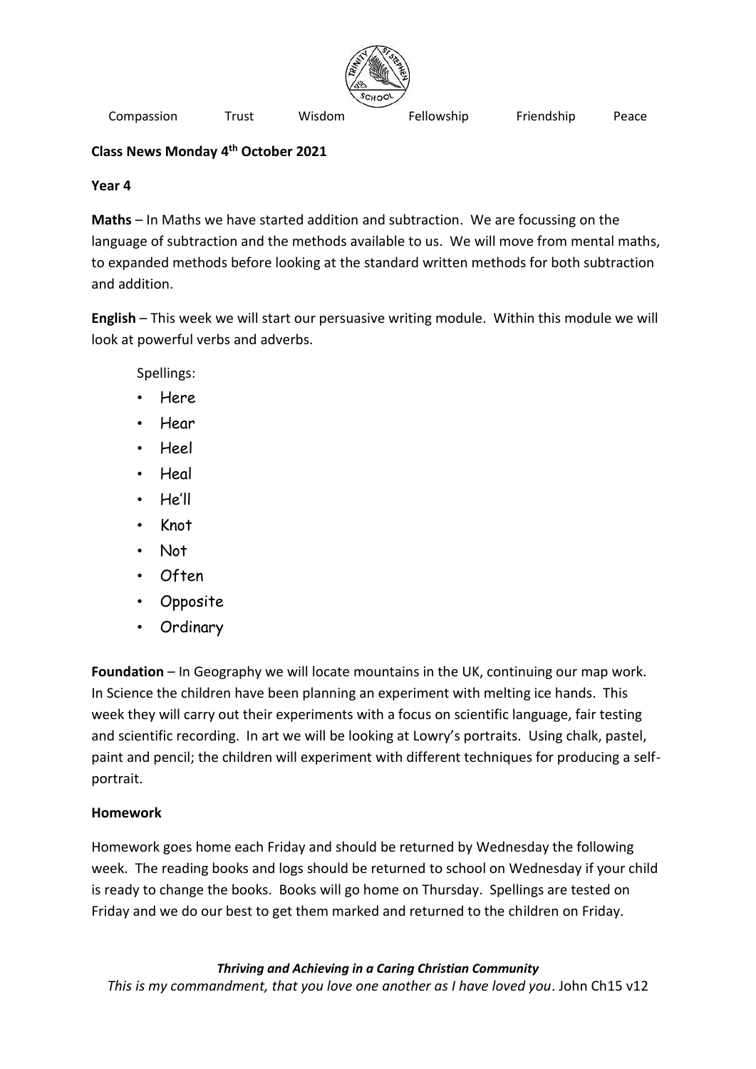Compassion Trust Wisdom Fellowship Friendship Peace

**Class News Monday 4th October 2021**

**Year 4**

**Maths** – In Maths we have started addition and subtraction. We are focussing on the language of subtraction and the methods available to us. We will move from mental maths, to expanded methods before looking at the standard written methods for both subtraction and addition.

**English** – This week we will start our persuasive writing module. Within this module we will look at powerful verbs and adverbs.

Spellings:

- Here
- Hear
- Heel
- Heal
- He'll
- Knot
- Not
- Often
- Opposite
- Ordinary

**Foundation** – In Geography we will locate mountains in the UK, continuing our map work. In Science the children have been planning an experiment with melting ice hands. This week they will carry out their experiments with a focus on scientific language, fair testing and scientific recording. In art we will be looking at Lowry's portraits. Using chalk, pastel, paint and pencil; the children will experiment with different techniques for producing a self-portrait.

**Homework**

Homework goes home each Friday and should be returned by Wednesday the following week. The reading books and logs should be returned to school on Wednesday if your child is ready to change the books. Books will go home on Thursday. Spellings are tested on Friday and we do our best to get them marked and returned to the children on Friday.

***Thriving and Achieving in a Caring Christian Community***

*This is my commandment, that you love one another as I have loved you*. John Ch15 v12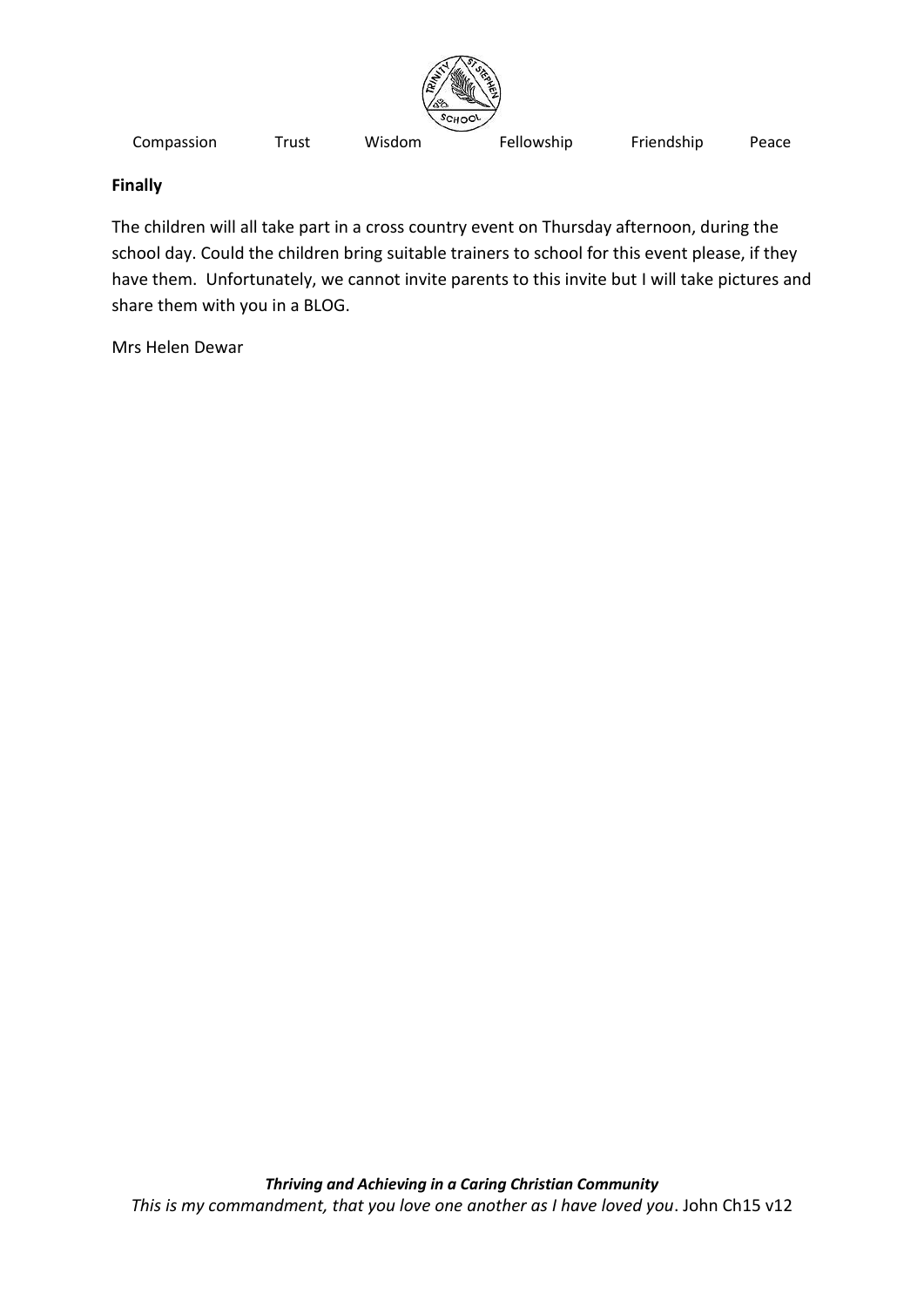**Finally**

The children will all take part in a cross country event on Thursday afternoon, during the school day. Could the children bring suitable trainers to school for this event please, if they have them. Unfortunately, we cannot invite parents to this invite but I will take pictures and share them with you in a BLOG.

Mrs Helen Dewar